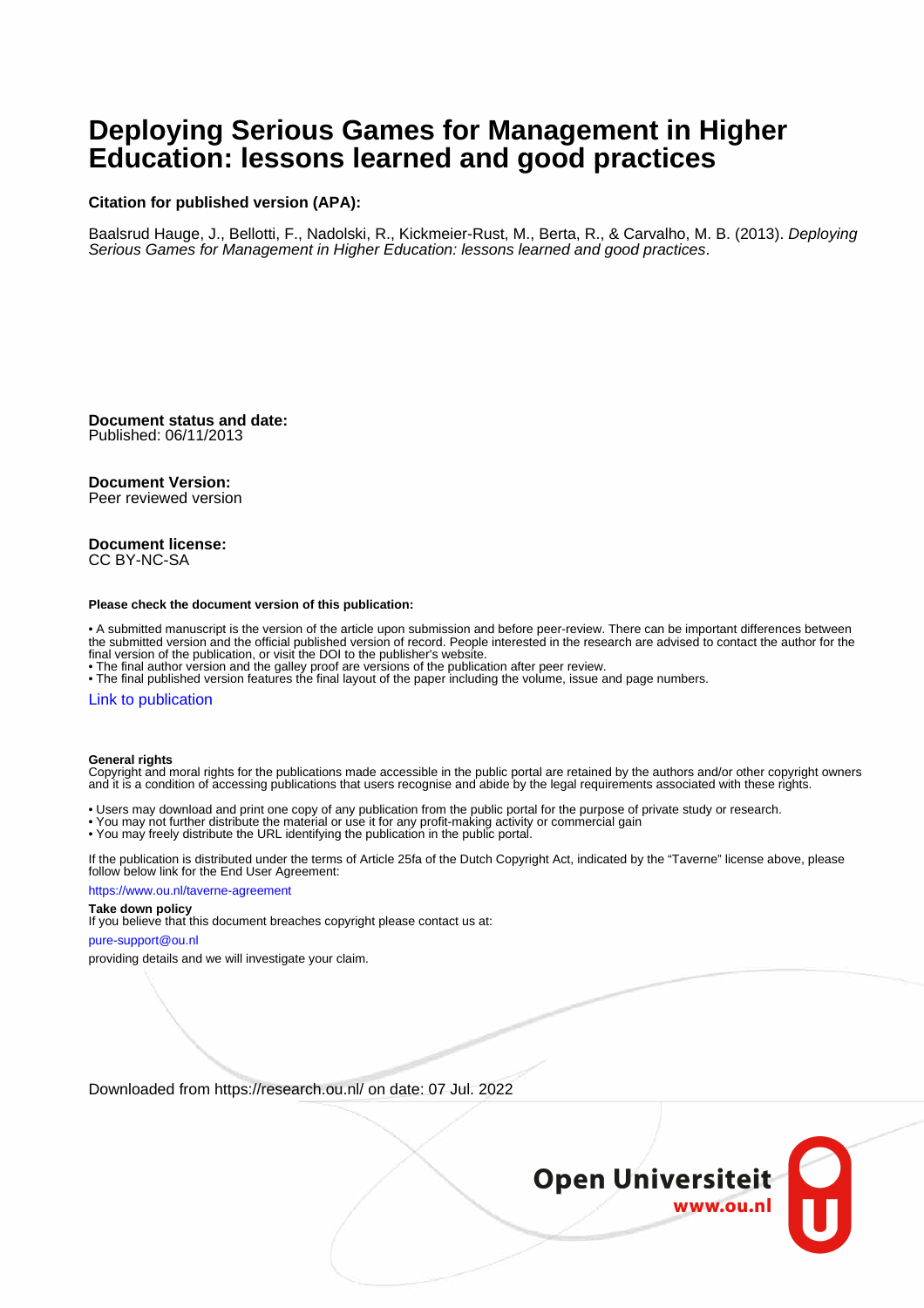# Deploying Serious Games for Management in Higher Education: lessons learned and good practices

**Citation for published version (APA):**

Baalsrud Hauge, J., Bellotti, F., Nadolski, R., Kickmeier-Rust, M., Berta, R., & Carvalho, M. B. (2013). *Deploying Serious Games for Management in Higher Education: lessons learned and good practices*.

**Document status and date:**
Published: 06/11/2013

**Document Version:**
Peer reviewed version

**Document license:**
CC BY-NC-SA

**Please check the document version of this publication:**

- A submitted manuscript is the version of the article upon submission and before peer-review. There can be important differences between the submitted version and the official published version of record. People interested in the research are advised to contact the author for the final version of the publication, or visit the DOI to the publisher's website.
- The final author version and the galley proof are versions of the publication after peer review.
- The final published version features the final layout of the paper including the volume, issue and page numbers.

Link to publication

**General rights**
Copyright and moral rights for the publications made accessible in the public portal are retained by the authors and/or other copyright owners and it is a condition of accessing publications that users recognise and abide by the legal requirements associated with these rights.

- Users may download and print one copy of any publication from the public portal for the purpose of private study or research.
- You may not further distribute the material or use it for any profit-making activity or commercial gain
- You may freely distribute the URL identifying the publication in the public portal.

If the publication is distributed under the terms of Article 25fa of the Dutch Copyright Act, indicated by the "Taverne" license above, please follow below link for the End User Agreement:

https://www.ou.nl/taverne-agreement

**Take down policy**
If you believe that this document breaches copyright please contact us at:

pure-support@ou.nl

providing details and we will investigate your claim.

Downloaded from https://research.ou.nl/ on date: 07 Jul. 2022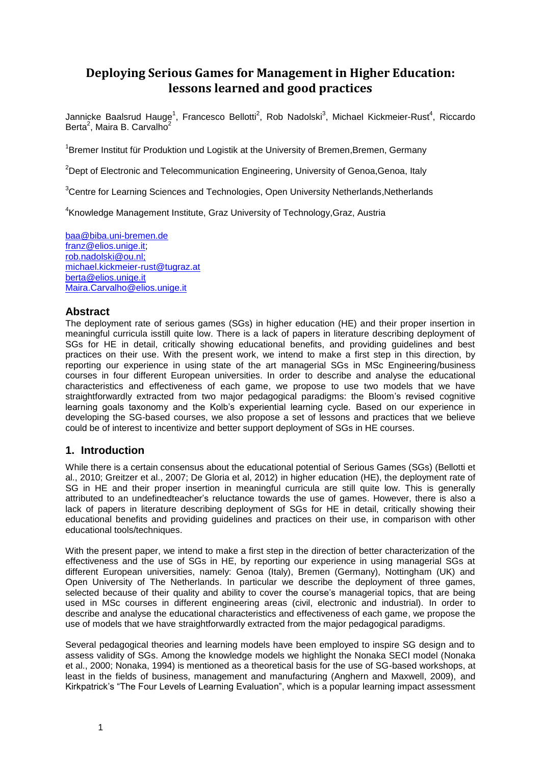# Deploying Serious Games for Management in Higher Education: lessons learned and good practices

Jannicke Baalsrud Hauge[1], Francesco Bellotti[2], Rob Nadolski[3], Michael Kickmeier-Rust[4], Riccardo Berta[2], Maira B. Carvalho[2]

[1]Bremer Institut für Produktion und Logistik at the University of Bremen,Bremen, Germany

[2]Dept of Electronic and Telecommunication Engineering, University of Genoa,Genoa, Italy

[3]Centre for Learning Sciences and Technologies, Open University Netherlands,Netherlands

[4]Knowledge Management Institute, Graz University of Technology,Graz, Austria

baa@biba.uni-bremen.de
franz@elios.unige.it;
rob.nadolski@ou.nl;
michael.kickmeier-rust@tugraz.at
berta@elios.unige.it
Maira.Carvalho@elios.unige.it

## Abstract

The deployment rate of serious games (SGs) in higher education (HE) and their proper insertion in meaningful curricula isstill quite low. There is a lack of papers in literature describing deployment of SGs for HE in detail, critically showing educational benefits, and providing guidelines and best practices on their use. With the present work, we intend to make a first step in this direction, by reporting our experience in using state of the art managerial SGs in MSc Engineering/business courses in four different European universities. In order to describe and analyse the educational characteristics and effectiveness of each game, we propose to use two models that we have straightforwardly extracted from two major pedagogical paradigms: the Bloom's revised cognitive learning goals taxonomy and the Kolb's experiential learning cycle. Based on our experience in developing the SG-based courses, we also propose a set of lessons and practices that we believe could be of interest to incentivize and better support deployment of SGs in HE courses.

## 1. Introduction

While there is a certain consensus about the educational potential of Serious Games (SGs) (Bellotti et al., 2010; Greitzer et al., 2007; De Gloria et al, 2012) in higher education (HE), the deployment rate of SG in HE and their proper insertion in meaningful curricula are still quite low. This is generally attributed to an undefinedteacher's reluctance towards the use of games. However, there is also a lack of papers in literature describing deployment of SGs for HE in detail, critically showing their educational benefits and providing guidelines and practices on their use, in comparison with other educational tools/techniques.

With the present paper, we intend to make a first step in the direction of better characterization of the effectiveness and the use of SGs in HE, by reporting our experience in using managerial SGs at different European universities, namely: Genoa (Italy), Bremen (Germany), Nottingham (UK) and Open University of The Netherlands. In particular we describe the deployment of three games, selected because of their quality and ability to cover the course's managerial topics, that are being used in MSc courses in different engineering areas (civil, electronic and industrial). In order to describe and analyse the educational characteristics and effectiveness of each game, we propose the use of models that we have straightforwardly extracted from the major pedagogical paradigms.

Several pedagogical theories and learning models have been employed to inspire SG design and to assess validity of SGs. Among the knowledge models we highlight the Nonaka SECI model (Nonaka et al., 2000; Nonaka, 1994) is mentioned as a theoretical basis for the use of SG-based workshops, at least in the fields of business, management and manufacturing (Anghern and Maxwell, 2009), and Kirkpatrick's "The Four Levels of Learning Evaluation", which is a popular learning impact assessment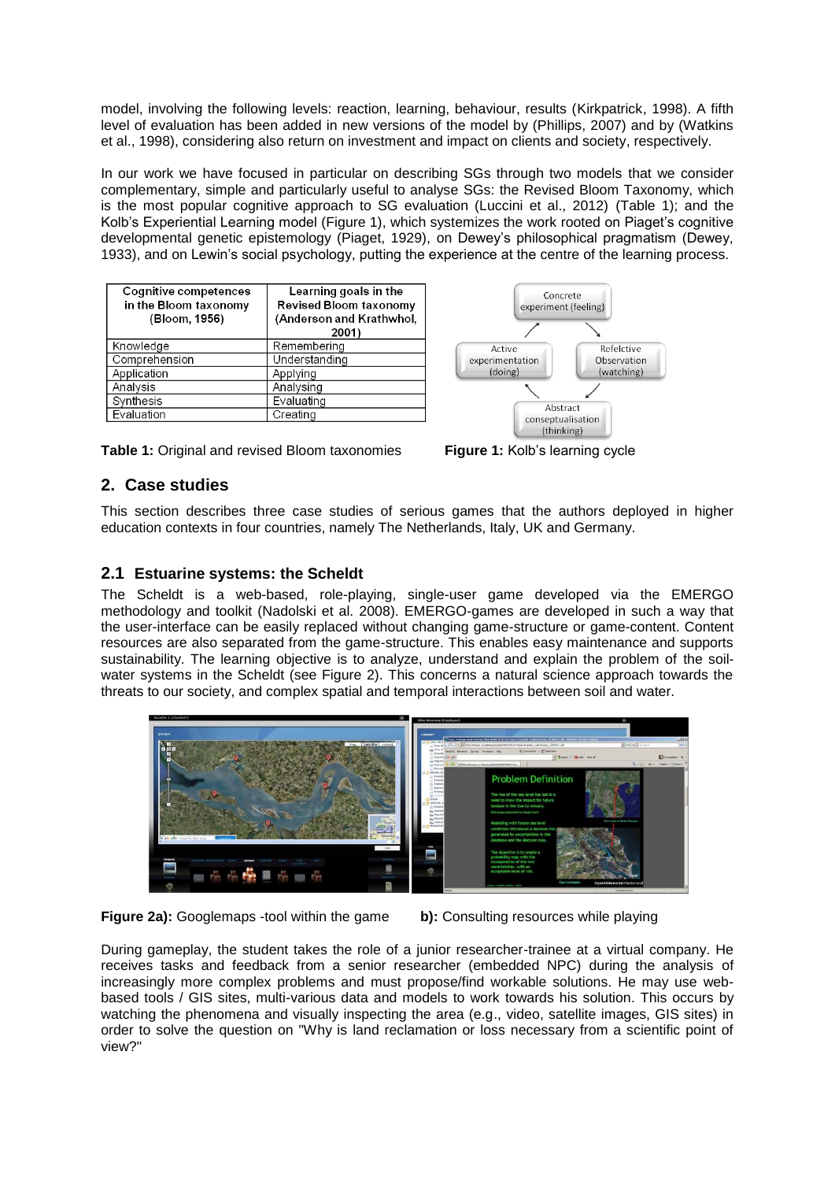model, involving the following levels: reaction, learning, behaviour, results (Kirkpatrick, 1998). A fifth level of evaluation has been added in new versions of the model by (Phillips, 2007) and by (Watkins et al., 1998), considering also return on investment and impact on clients and society, respectively.

In our work we have focused in particular on describing SGs through two models that we consider complementary, simple and particularly useful to analyse SGs: the Revised Bloom Taxonomy, which is the most popular cognitive approach to SG evaluation (Luccini et al., 2012) (Table 1); and the Kolb's Experiential Learning model (Figure 1), which systemizes the work rooted on Piaget's cognitive developmental genetic epistemology (Piaget, 1929), on Dewey's philosophical pragmatism (Dewey, 1933), and on Lewin's social psychology, putting the experience at the centre of the learning process.

| Cognitive competences in the Bloom taxonomy (Bloom, 1956) | Learning goals in the Revised Bloom taxonomy (Anderson and Krathwhol, 2001) |
|---|---|
| Knowledge | Remembering |
| Comprehension | Understanding |
| Application | Applying |
| Analysis | Analysing |
| Synthesis | Evaluating |
| Evaluation | Creating |

**Table 1:** Original and revised Bloom taxonomies

Concrete experiment (feeling)

Active experimentation (doing)

Refelctive Observation (watching)

Abstract conseptualisation (thinking)

**Figure 1:** Kolb's learning cycle

## 2. Case studies

This section describes three case studies of serious games that the authors deployed in higher education contexts in four countries, namely The Netherlands, Italy, UK and Germany.

### 2.1 Estuarine systems: the Scheldt

The Scheldt is a web-based, role-playing, single-user game developed via the EMERGO methodology and toolkit (Nadolski et al. 2008). EMERGO-games are developed in such a way that the user-interface can be easily replaced without changing game-structure or game-content. Content resources are also separated from the game-structure. This enables easy maintenance and supports sustainability. The learning objective is to analyze, understand and explain the problem of the soil-water systems in the Scheldt (see Figure 2). This concerns a natural science approach towards the threats to our society, and complex spatial and temporal interactions between soil and water.

**Figure 2a):** Googlemaps -tool within the game **b):** Consulting resources while playing

During gameplay, the student takes the role of a junior researcher-trainee at a virtual company. He receives tasks and feedback from a senior researcher (embedded NPC) during the analysis of increasingly more complex problems and must propose/find workable solutions. He may use web-based tools / GIS sites, multi-various data and models to work towards his solution. This occurs by watching the phenomena and visually inspecting the area (e.g., video, satellite images, GIS sites) in order to solve the question on "Why is land reclamation or loss necessary from a scientific point of view?"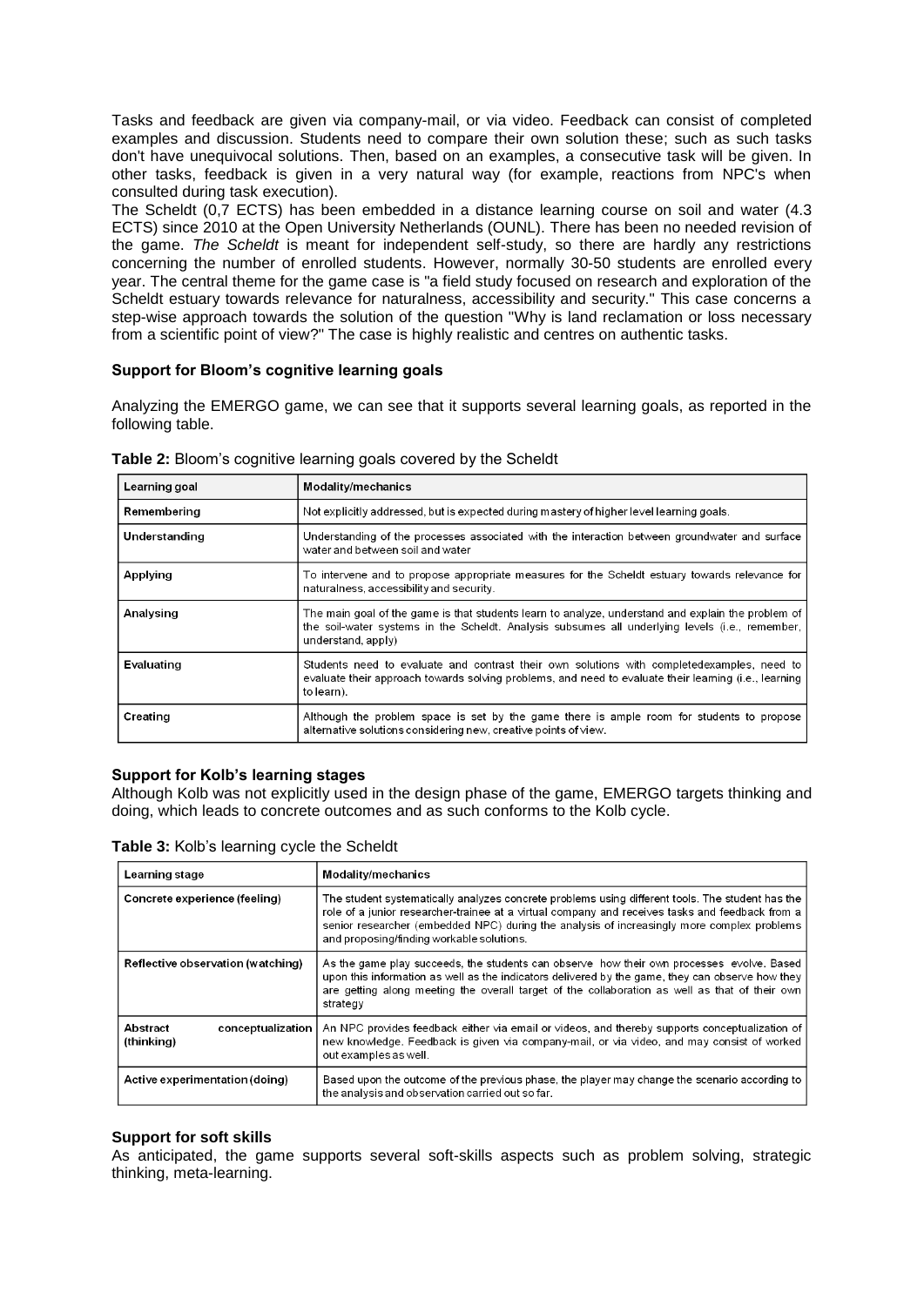Tasks and feedback are given via company-mail, or via video. Feedback can consist of completed examples and discussion. Students need to compare their own solution these; such as such tasks don't have unequivocal solutions. Then, based on an examples, a consecutive task will be given. In other tasks, feedback is given in a very natural way (for example, reactions from NPC's when consulted during task execution).

The Scheldt (0,7 ECTS) has been embedded in a distance learning course on soil and water (4.3 ECTS) since 2010 at the Open University Netherlands (OUNL). There has been no needed revision of the game. *The Scheldt* is meant for independent self-study, so there are hardly any restrictions concerning the number of enrolled students. However, normally 30-50 students are enrolled every year. The central theme for the game case is "a field study focused on research and exploration of the Scheldt estuary towards relevance for naturalness, accessibility and security." This case concerns a step-wise approach towards the solution of the question "Why is land reclamation or loss necessary from a scientific point of view?" The case is highly realistic and centres on authentic tasks.

#### Support for Bloom's cognitive learning goals

Analyzing the EMERGO game, we can see that it supports several learning goals, as reported in the following table.

**Table 2:** Bloom's cognitive learning goals covered by the Scheldt

| Learning goal | Modality/mechanics |
|---|---|
| Remembering | Not explicitly addressed, but is expected during mastery of higher level learning goals. |
| Understanding | Understanding of the processes associated with the interaction between groundwater and surface water and between soil and water |
| Applying | To intervene and to propose appropriate measures for the Scheldt estuary towards relevance for naturalness, accessibility and security. |
| Analysing | The main goal of the game is that students learn to analyze, understand and explain the problem of the soil-water systems in the Scheldt. Analysis subsumes all underlying levels (i.e., remember, understand, apply) |
| Evaluating | Students need to evaluate and contrast their own solutions with completedexamples, need to evaluate their approach towards solving problems, and need to evaluate their learning (i.e., learning to learn). |
| Creating | Although the problem space is set by the game there is ample room for students to propose alternative solutions considering new, creative points of view. |

#### Support for Kolb's learning stages

Although Kolb was not explicitly used in the design phase of the game, EMERGO targets thinking and doing, which leads to concrete outcomes and as such conforms to the Kolb cycle.

**Table 3:** Kolb's learning cycle the Scheldt

| Learning stage | Modality/mechanics |
|---|---|
| Concrete experience (feeling) | The student systematically analyzes concrete problems using different tools. The student has the role of a junior researcher-trainee at a virtual company and receives tasks and feedback from a senior researcher (embedded NPC) during the analysis of increasingly more complex problems and proposing/finding workable solutions. |
| Reflective observation (watching) | As the game play succeeds, the students can observe how their own processes evolve. Based upon this information as well as the indicators delivered by the game, they can observe how they are getting along meeting the overall target of the collaboration as well as that of their own strategy |
| Abstract conceptualization (thinking) | An NPC provides feedback either via email or videos, and thereby supports conceptualization of new knowledge. Feedback is given via company-mail, or via video, and may consist of worked out examples as well. |
| Active experimentation (doing) | Based upon the outcome of the previous phase, the player may change the scenario according to the analysis and observation carried out so far. |

#### Support for soft skills

As anticipated, the game supports several soft-skills aspects such as problem solving, strategic thinking, meta-learning.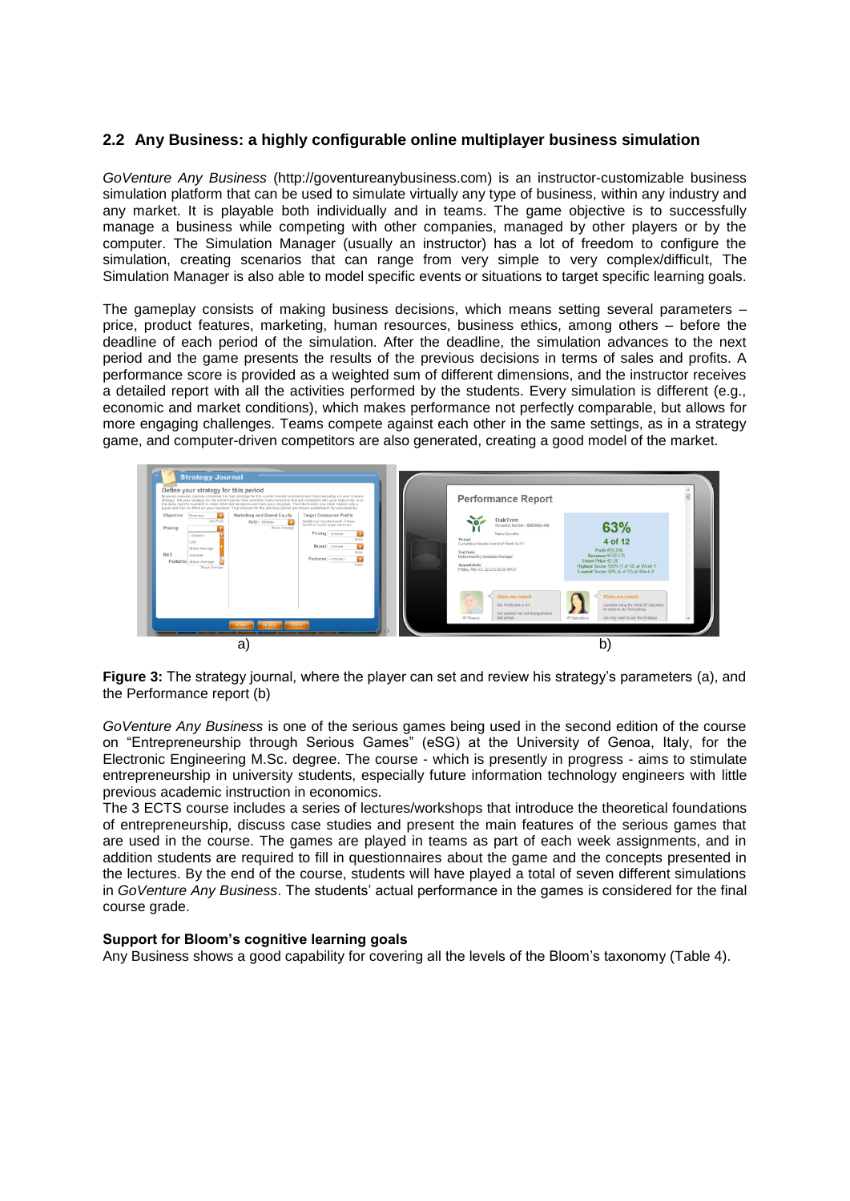## 2.2 Any Business: a highly configurable online multiplayer business simulation

*GoVenture Any Business* (http://goventureanybusiness.com) is an instructor-customizable business simulation platform that can be used to simulate virtually any type of business, within any industry and any market. It is playable both individually and in teams. The game objective is to successfully manage a business while competing with other companies, managed by other players or by the computer. The Simulation Manager (usually an instructor) has a lot of freedom to configure the simulation, creating scenarios that can range from very simple to very complex/difficult, The Simulation Manager is also able to model specific events or situations to target specific learning goals.

The gameplay consists of making business decisions, which means setting several parameters – price, product features, marketing, human resources, business ethics, among others – before the deadline of each period of the simulation. After the deadline, the simulation advances to the next period and the game presents the results of the previous decisions in terms of sales and profits. A performance score is provided as a weighted sum of different dimensions, and the instructor receives a detailed report with all the activities performed by the students. Every simulation is different (e.g., economic and market conditions), which makes performance not perfectly comparable, but allows for more engaging challenges. Teams compete against each other in the same settings, as in a strategy game, and computer-driven competitors are also generated, creating a good model of the market.

a) b)

**Figure 3:** The strategy journal, where the player can set and review his strategy's parameters (a), and the Performance report (b)

*GoVenture Any Business* is one of the serious games being used in the second edition of the course on "Entrepreneurship through Serious Games" (eSG) at the University of Genoa, Italy, for the Electronic Engineering M.Sc. degree. The course - which is presently in progress - aims to stimulate entrepreneurship in university students, especially future information technology engineers with little previous academic instruction in economics.

The 3 ECTS course includes a series of lectures/workshops that introduce the theoretical foundations of entrepreneurship, discuss case studies and present the main features of the serious games that are used in the course. The games are played in teams as part of each week assignments, and in addition students are required to fill in questionnaires about the game and the concepts presented in the lectures. By the end of the course, students will have played a total of seven different simulations in *GoVenture Any Business*. The students' actual performance in the games is considered for the final course grade.

**Support for Bloom's cognitive learning goals**

Any Business shows a good capability for covering all the levels of the Bloom's taxonomy (Table 4).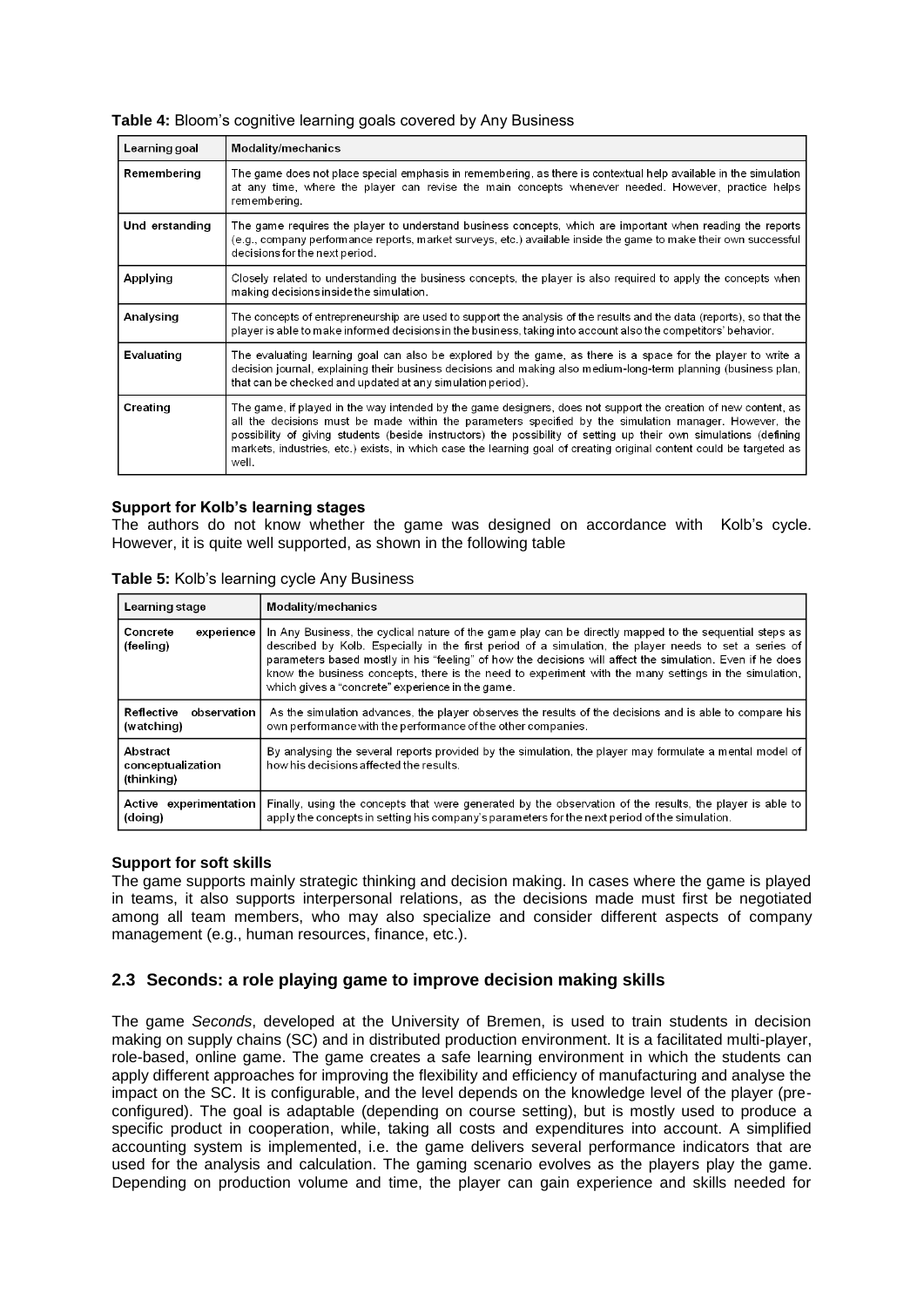**Table 4:** Bloom's cognitive learning goals covered by Any Business

| Learning goal | Modality/mechanics |
|---|---|
| **Remembering** | The game does not place special emphasis in remembering, as there is contextual help available in the simulation at any time, where the player can revise the main concepts whenever needed. However, practice helps remembering. |
| **Und erstanding** | The game requires the player to understand business concepts, which are important when reading the reports (e.g., company performance reports, market surveys, etc.) available inside the game to make their own successful decisions for the next period. |
| **Applying** | Closely related to understanding the business concepts, the player is also required to apply the concepts when making decisions inside the simulation. |
| **Analysing** | The concepts of entrepreneurship are used to support the analysis of the results and the data (reports), so that the player is able to make informed decisions in the business, taking into account also the competitors' behavior. |
| **Evaluating** | The evaluating learning goal can also be explored by the game, as there is a space for the player to write a decision journal, explaining their business decisions and making also medium-long-term planning (business plan, that can be checked and updated at any simulation period). |
| **Creating** | The game, if played in the way intended by the game designers, does not support the creation of new content, as all the decisions must be made within the parameters specified by the simulation manager. However, the possibility of giving students (beside instructors) the possibility of setting up their own simulations (defining markets, industries, etc.) exists, in which case the learning goal of creating original content could be targeted as well. |

**Support for Kolb's learning stages**

The authors do not know whether the game was designed on accordance with Kolb's cycle. However, it is quite well supported, as shown in the following table

**Table 5:** Kolb's learning cycle Any Business

| Learning stage | Modality/mechanics |
|---|---|
| **Concrete experience (feeling)** | In Any Business, the cyclical nature of the game play can be directly mapped to the sequential steps as described by Kolb. Especially in the first period of a simulation, the player needs to set a series of parameters based mostly in his "feeling" of how the decisions will affect the simulation. Even if he does know the business concepts, there is the need to experiment with the many settings in the simulation, which gives a "concrete" experience in the game. |
| **Reflective observation (watching)** | As the simulation advances, the player observes the results of the decisions and is able to compare his own performance with the performance of the other companies. |
| **Abstract conceptualization (thinking)** | By analysing the several reports provided by the simulation, the player may formulate a mental model of how his decisions affected the results. |
| **Active experimentation (doing)** | Finally, using the concepts that were generated by the observation of the results, the player is able to apply the concepts in setting his company's parameters for the next period of the simulation. |

**Support for soft skills**

The game supports mainly strategic thinking and decision making. In cases where the game is played in teams, it also supports interpersonal relations, as the decisions made must first be negotiated among all team members, who may also specialize and consider different aspects of company management (e.g., human resources, finance, etc.).

## 2.3 Seconds: a role playing game to improve decision making skills

The game *Seconds*, developed at the University of Bremen, is used to train students in decision making on supply chains (SC) and in distributed production environment. It is a facilitated multi-player, role-based, online game. The game creates a safe learning environment in which the students can apply different approaches for improving the flexibility and efficiency of manufacturing and analyse the impact on the SC. It is configurable, and the level depends on the knowledge level of the player (pre-configured). The goal is adaptable (depending on course setting), but is mostly used to produce a specific product in cooperation, while, taking all costs and expenditures into account. A simplified accounting system is implemented, i.e. the game delivers several performance indicators that are used for the analysis and calculation. The gaming scenario evolves as the players play the game. Depending on production volume and time, the player can gain experience and skills needed for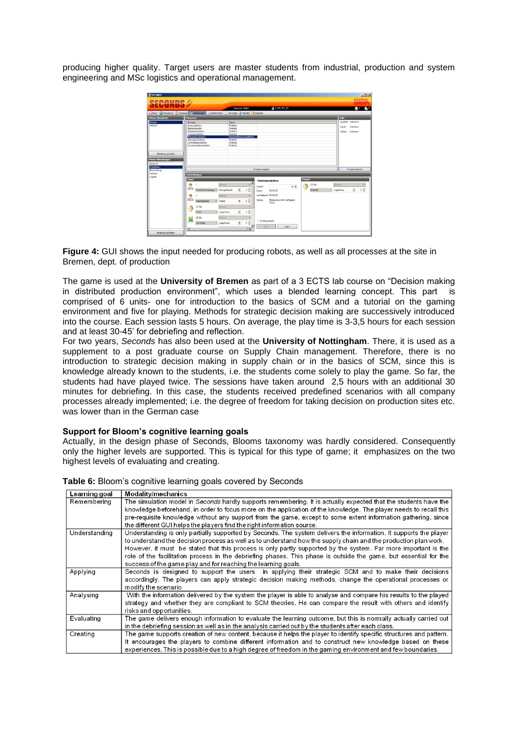producing higher quality. Target users are master students from industrial, production and system engineering and MSc logistics and operational management.

**Figure 4:** GUI shows the input needed for producing robots, as well as all processes at the site in Bremen, dept. of production

The game is used at the **University of Bremen** as part of a 3 ECTS lab course on "Decision making in distributed production environment", which uses a blended learning concept. This part is comprised of 6 units- one for introduction to the basics of SCM and a tutorial on the gaming environment and five for playing. Methods for strategic decision making are successively introduced into the course. Each session lasts 5 hours. On average, the play time is 3-3,5 hours for each session and at least 30-45' for debriefing and reflection.

For two years, *Seconds* has also been used at the **University of Nottingham**. There, it is used as a supplement to a post graduate course on Supply Chain management. Therefore, there is no introduction to strategic decision making in supply chain or in the basics of SCM, since this is knowledge already known to the students, i.e. the students come solely to play the game. So far, the students had have played twice. The sessions have taken around 2,5 hours with an additional 30 minutes for debriefing. In this case, the students received predefined scenarios with all company processes already implemented; i.e. the degree of freedom for taking decision on production sites etc. was lower than in the German case

### Support for Bloom's cognitive learning goals

Actually, in the design phase of Seconds, Blooms taxonomy was hardly considered. Consequently only the higher levels are supported. This is typical for this type of game; it emphasizes on the two highest levels of evaluating and creating.

**Table 6:** Bloom's cognitive learning goals covered by Seconds

| Learning goal | Modality/mechanics |
| --- | --- |
| Remembering | The simulation model in *Seconds* hardly supports remembering. It is actually expected that the students have the knowledge beforehand, in order to focus more on the application of the knowledge. The player needs to recall this pre-requisite knowledge without any support from the game, except to some extent information gathering, since the different GUI helps the players find the right information source. |
| Understanding | Understanding is only partially supported by Seconds. The system delivers the information. It supports the player to understand the decision process as well as to understand how the supply chain and the production plan work. However, it must be stated that this process is only partly supported by the system. Far more important is the role of the facilitation process in the debriefing phases. This phase is outside the game, but essential for the success of the game play and for reaching the learning goals. |
| Applying | Seconds is designed to support the users in applying their strategic SCM and to make their decisions accordingly. The players can apply strategic decision making methods, change the operational processes or modify the scenario |
| Analysing | With the information delivered by the system the player is able to analyse and compare his results to the played strategy and whether they are compliant to SCM theories. He can compare the result with others and identify risks and opportunities. |
| Evaluating | The game delivers enough information to evaluate the learning outcome, but this is normally actually carried out in the debriefing session as well as in the analysis carried out by the students after each class. |
| Creating | The game supports creation of new content, because it helps the player to identify specific structures and pattern. It encourages the players to combine different information and to construct new knowledge based on these experiences. This is possible due to a high degree of freedom in the gaming environment and few boundaries. |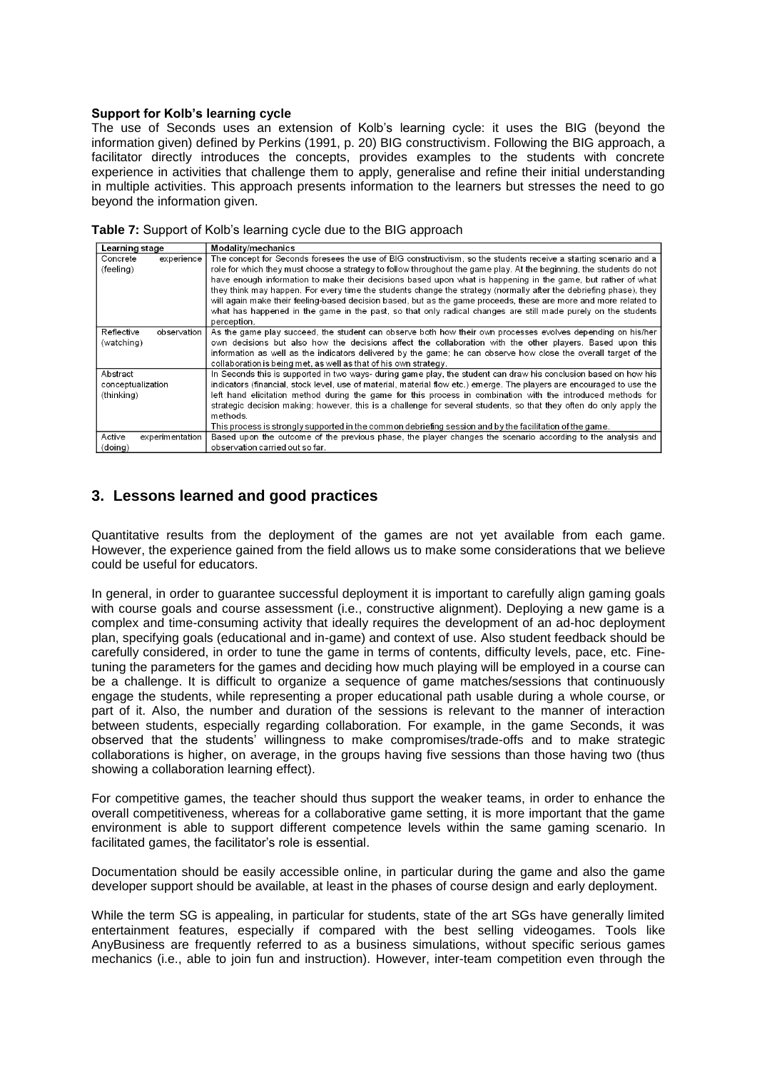**Support for Kolb's learning cycle**

The use of Seconds uses an extension of Kolb's learning cycle: it uses the BIG (beyond the information given) defined by Perkins (1991, p. 20) BIG constructivism. Following the BIG approach, a facilitator directly introduces the concepts, provides examples to the students with concrete experience in activities that challenge them to apply, generalise and refine their initial understanding in multiple activities. This approach presents information to the learners but stresses the need to go beyond the information given.

**Table 7:** Support of Kolb's learning cycle due to the BIG approach

| Learning stage | Modality/mechanics |
|---|---|
| Concrete experience (feeling) | The concept for Seconds foresees the use of BIG constructivism, so the students receive a starting scenario and a role for which they must choose a strategy to follow throughout the game play. At the beginning, the students do not have enough information to make their decisions based upon what is happening in the game, but rather of what they think may happen. For every time the students change the strategy (normally after the debriefing phase), they will again make their feeling-based decision based, but as the game proceeds, these are more and more related to what has happened in the game in the past, so that only radical changes are still made purely on the students perception. |
| Reflective observation (watching) | As the game play succeed, the student can observe both how their own processes evolves depending on his/her own decisions but also how the decisions affect the collaboration with the other players. Based upon this information as well as the indicators delivered by the game; he can observe how close the overall target of the collaboration is being met, as well as that of his own strategy. |
| Abstract conceptualization (thinking) | In Seconds this is supported in two ways- during game play, the student can draw his conclusion based on how his indicators (financial, stock level, use of material, material flow etc.) emerge. The players are encouraged to use the left hand elicitation method during the game for this process in combination with the introduced methods for strategic decision making; however, this is a challenge for several students, so that they often do only apply the methods.<br>This process is strongly supported in the common debriefing session and by the facilitation of the game. |
| Active experimentation (doing) | Based upon the outcome of the previous phase, the player changes the scenario according to the analysis and observation carried out so far. |

## 3. Lessons learned and good practices

Quantitative results from the deployment of the games are not yet available from each game. However, the experience gained from the field allows us to make some considerations that we believe could be useful for educators.

In general, in order to guarantee successful deployment it is important to carefully align gaming goals with course goals and course assessment (i.e., constructive alignment). Deploying a new game is a complex and time-consuming activity that ideally requires the development of an ad-hoc deployment plan, specifying goals (educational and in-game) and context of use. Also student feedback should be carefully considered, in order to tune the game in terms of contents, difficulty levels, pace, etc. Fine-tuning the parameters for the games and deciding how much playing will be employed in a course can be a challenge. It is difficult to organize a sequence of game matches/sessions that continuously engage the students, while representing a proper educational path usable during a whole course, or part of it. Also, the number and duration of the sessions is relevant to the manner of interaction between students, especially regarding collaboration. For example, in the game Seconds, it was observed that the students' willingness to make compromises/trade-offs and to make strategic collaborations is higher, on average, in the groups having five sessions than those having two (thus showing a collaboration learning effect).

For competitive games, the teacher should thus support the weaker teams, in order to enhance the overall competitiveness, whereas for a collaborative game setting, it is more important that the game environment is able to support different competence levels within the same gaming scenario. In facilitated games, the facilitator's role is essential.

Documentation should be easily accessible online, in particular during the game and also the game developer support should be available, at least in the phases of course design and early deployment.

While the term SG is appealing, in particular for students, state of the art SGs have generally limited entertainment features, especially if compared with the best selling videogames. Tools like AnyBusiness are frequently referred to as a business simulations, without specific serious games mechanics (i.e., able to join fun and instruction). However, inter-team competition even through the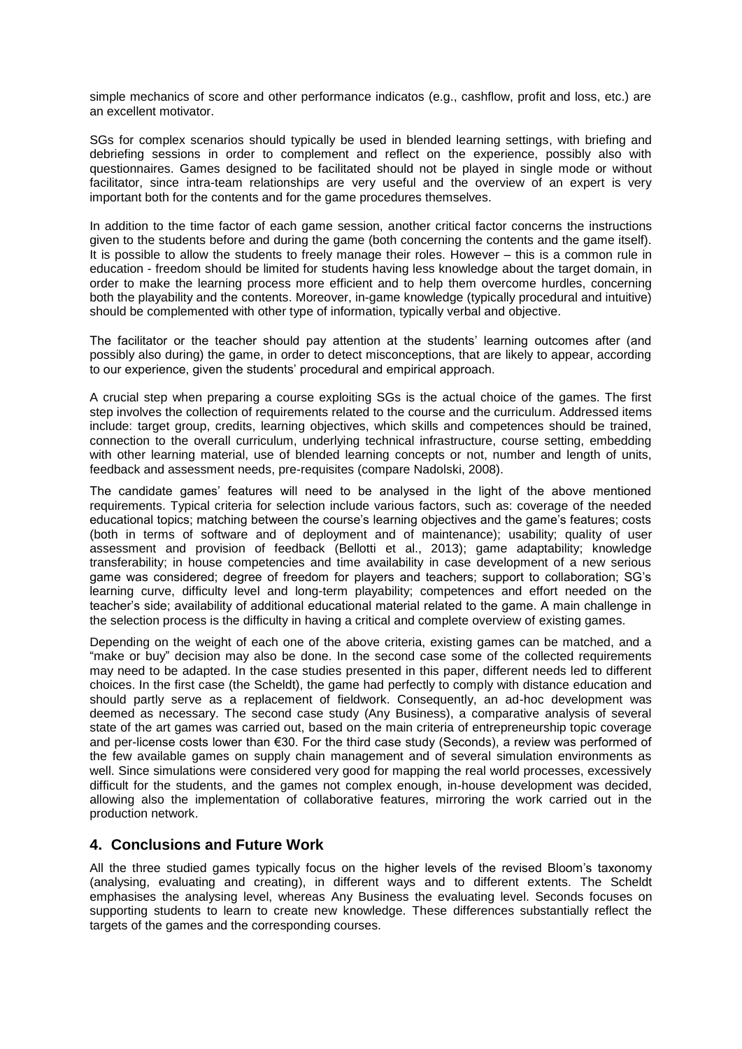simple mechanics of score and other performance indicatos (e.g., cashflow, profit and loss, etc.) are an excellent motivator.

SGs for complex scenarios should typically be used in blended learning settings, with briefing and debriefing sessions in order to complement and reflect on the experience, possibly also with questionnaires. Games designed to be facilitated should not be played in single mode or without facilitator, since intra-team relationships are very useful and the overview of an expert is very important both for the contents and for the game procedures themselves.

In addition to the time factor of each game session, another critical factor concerns the instructions given to the students before and during the game (both concerning the contents and the game itself). It is possible to allow the students to freely manage their roles. However – this is a common rule in education - freedom should be limited for students having less knowledge about the target domain, in order to make the learning process more efficient and to help them overcome hurdles, concerning both the playability and the contents. Moreover, in-game knowledge (typically procedural and intuitive) should be complemented with other type of information, typically verbal and objective.

The facilitator or the teacher should pay attention at the students' learning outcomes after (and possibly also during) the game, in order to detect misconceptions, that are likely to appear, according to our experience, given the students' procedural and empirical approach.

A crucial step when preparing a course exploiting SGs is the actual choice of the games. The first step involves the collection of requirements related to the course and the curriculum. Addressed items include: target group, credits, learning objectives, which skills and competences should be trained, connection to the overall curriculum, underlying technical infrastructure, course setting, embedding with other learning material, use of blended learning concepts or not, number and length of units, feedback and assessment needs, pre-requisites (compare Nadolski, 2008).

The candidate games' features will need to be analysed in the light of the above mentioned requirements. Typical criteria for selection include various factors, such as: coverage of the needed educational topics; matching between the course's learning objectives and the game's features; costs (both in terms of software and of deployment and of maintenance); usability; quality of user assessment and provision of feedback (Bellotti et al., 2013); game adaptability; knowledge transferability; in house competencies and time availability in case development of a new serious game was considered; degree of freedom for players and teachers; support to collaboration; SG's learning curve, difficulty level and long-term playability; competences and effort needed on the teacher's side; availability of additional educational material related to the game. A main challenge in the selection process is the difficulty in having a critical and complete overview of existing games.

Depending on the weight of each one of the above criteria, existing games can be matched, and a "make or buy" decision may also be done. In the second case some of the collected requirements may need to be adapted. In the case studies presented in this paper, different needs led to different choices. In the first case (the Scheldt), the game had perfectly to comply with distance education and should partly serve as a replacement of fieldwork. Consequently, an ad-hoc development was deemed as necessary. The second case study (Any Business), a comparative analysis of several state of the art games was carried out, based on the main criteria of entrepreneurship topic coverage and per-license costs lower than €30. For the third case study (Seconds), a review was performed of the few available games on supply chain management and of several simulation environments as well. Since simulations were considered very good for mapping the real world processes, excessively difficult for the students, and the games not complex enough, in-house development was decided, allowing also the implementation of collaborative features, mirroring the work carried out in the production network.

## 4. Conclusions and Future Work

All the three studied games typically focus on the higher levels of the revised Bloom's taxonomy (analysing, evaluating and creating), in different ways and to different extents. The Scheldt emphasises the analysing level, whereas Any Business the evaluating level. Seconds focuses on supporting students to learn to create new knowledge. These differences substantially reflect the targets of the games and the corresponding courses.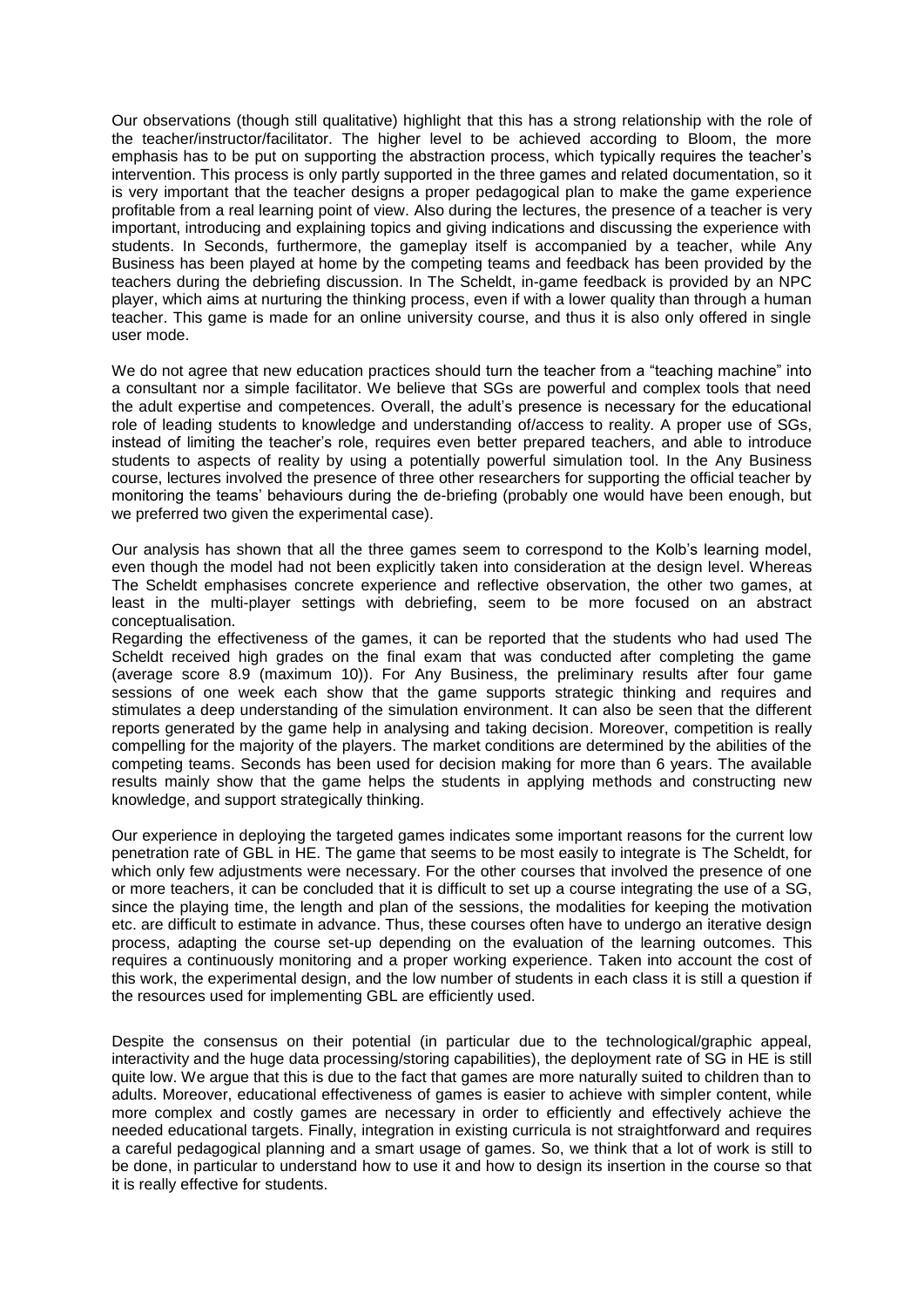Our observations (though still qualitative) highlight that this has a strong relationship with the role of the teacher/instructor/facilitator. The higher level to be achieved according to Bloom, the more emphasis has to be put on supporting the abstraction process, which typically requires the teacher's intervention. This process is only partly supported in the three games and related documentation, so it is very important that the teacher designs a proper pedagogical plan to make the game experience profitable from a real learning point of view. Also during the lectures, the presence of a teacher is very important, introducing and explaining topics and giving indications and discussing the experience with students. In Seconds, furthermore, the gameplay itself is accompanied by a teacher, while Any Business has been played at home by the competing teams and feedback has been provided by the teachers during the debriefing discussion. In The Scheldt, in-game feedback is provided by an NPC player, which aims at nurturing the thinking process, even if with a lower quality than through a human teacher. This game is made for an online university course, and thus it is also only offered in single user mode.

We do not agree that new education practices should turn the teacher from a "teaching machine" into a consultant nor a simple facilitator. We believe that SGs are powerful and complex tools that need the adult expertise and competences. Overall, the adult's presence is necessary for the educational role of leading students to knowledge and understanding of/access to reality. A proper use of SGs, instead of limiting the teacher's role, requires even better prepared teachers, and able to introduce students to aspects of reality by using a potentially powerful simulation tool. In the Any Business course, lectures involved the presence of three other researchers for supporting the official teacher by monitoring the teams' behaviours during the de-briefing (probably one would have been enough, but we preferred two given the experimental case).

Our analysis has shown that all the three games seem to correspond to the Kolb's learning model, even though the model had not been explicitly taken into consideration at the design level. Whereas The Scheldt emphasises concrete experience and reflective observation, the other two games, at least in the multi-player settings with debriefing, seem to be more focused on an abstract conceptualisation.

Regarding the effectiveness of the games, it can be reported that the students who had used The Scheldt received high grades on the final exam that was conducted after completing the game (average score 8.9 (maximum 10)). For Any Business, the preliminary results after four game sessions of one week each show that the game supports strategic thinking and requires and stimulates a deep understanding of the simulation environment. It can also be seen that the different reports generated by the game help in analysing and taking decision. Moreover, competition is really compelling for the majority of the players. The market conditions are determined by the abilities of the competing teams. Seconds has been used for decision making for more than 6 years. The available results mainly show that the game helps the students in applying methods and constructing new knowledge, and support strategically thinking.

Our experience in deploying the targeted games indicates some important reasons for the current low penetration rate of GBL in HE. The game that seems to be most easily to integrate is The Scheldt, for which only few adjustments were necessary. For the other courses that involved the presence of one or more teachers, it can be concluded that it is difficult to set up a course integrating the use of a SG, since the playing time, the length and plan of the sessions, the modalities for keeping the motivation etc. are difficult to estimate in advance. Thus, these courses often have to undergo an iterative design process, adapting the course set-up depending on the evaluation of the learning outcomes. This requires a continuously monitoring and a proper working experience. Taken into account the cost of this work, the experimental design, and the low number of students in each class it is still a question if the resources used for implementing GBL are efficiently used.

Despite the consensus on their potential (in particular due to the technological/graphic appeal, interactivity and the huge data processing/storing capabilities), the deployment rate of SG in HE is still quite low. We argue that this is due to the fact that games are more naturally suited to children than to adults. Moreover, educational effectiveness of games is easier to achieve with simpler content, while more complex and costly games are necessary in order to efficiently and effectively achieve the needed educational targets. Finally, integration in existing curricula is not straightforward and requires a careful pedagogical planning and a smart usage of games. So, we think that a lot of work is still to be done, in particular to understand how to use it and how to design its insertion in the course so that it is really effective for students.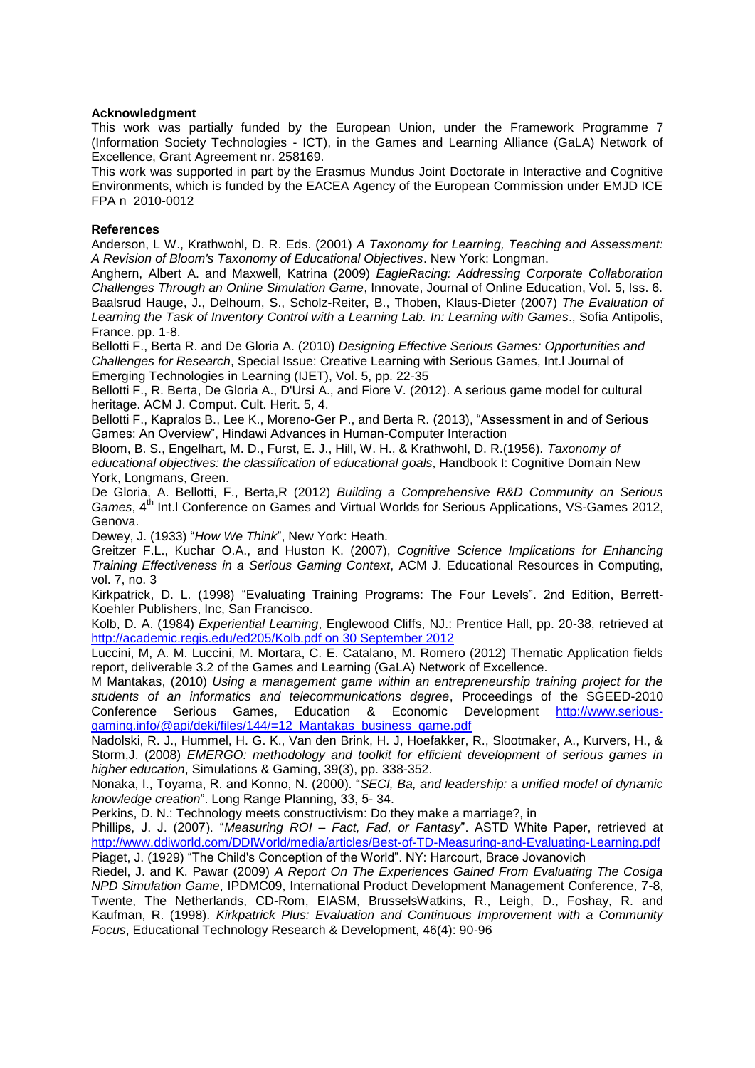**Acknowledgment**

This work was partially funded by the European Union, under the Framework Programme 7 (Information Society Technologies - ICT), in the Games and Learning Alliance (GaLA) Network of Excellence, Grant Agreement nr. 258169.

This work was supported in part by the Erasmus Mundus Joint Doctorate in Interactive and Cognitive Environments, which is funded by the EACEA Agency of the European Commission under EMJD ICE FPA n 2010-0012

**References**

Anderson, L W., Krathwohl, D. R. Eds. (2001) *A Taxonomy for Learning, Teaching and Assessment: A Revision of Bloom's Taxonomy of Educational Objectives*. New York: Longman.

Anghern, Albert A. and Maxwell, Katrina (2009) *EagleRacing: Addressing Corporate Collaboration Challenges Through an Online Simulation Game*, Innovate, Journal of Online Education, Vol. 5, Iss. 6.

Baalsrud Hauge, J., Delhoum, S., Scholz-Reiter, B., Thoben, Klaus-Dieter (2007) *The Evaluation of Learning the Task of Inventory Control with a Learning Lab. In: Learning with Games*., Sofia Antipolis, France. pp. 1-8.

Bellotti F., Berta R. and De Gloria A. (2010) *Designing Effective Serious Games: Opportunities and Challenges for Research*, Special Issue: Creative Learning with Serious Games, Int.l Journal of Emerging Technologies in Learning (IJET), Vol. 5, pp. 22-35

Bellotti F., R. Berta, De Gloria A., D'Ursi A., and Fiore V. (2012). A serious game model for cultural heritage. ACM J. Comput. Cult. Herit. 5, 4.

Bellotti F., Kapralos B., Lee K., Moreno-Ger P., and Berta R. (2013), "Assessment in and of Serious Games: An Overview", Hindawi Advances in Human-Computer Interaction

Bloom, B. S., Engelhart, M. D., Furst, E. J., Hill, W. H., & Krathwohl, D. R.(1956). *Taxonomy of educational objectives: the classification of educational goals*, Handbook I: Cognitive Domain New York, Longmans, Green.

De Gloria, A. Bellotti, F., Berta,R (2012) *Building a Comprehensive R&D Community on Serious Games*, 4th Int.l Conference on Games and Virtual Worlds for Serious Applications, VS-Games 2012, Genova.

Dewey, J. (1933) "*How We Think*", New York: Heath.

Greitzer F.L., Kuchar O.A., and Huston K. (2007), *Cognitive Science Implications for Enhancing Training Effectiveness in a Serious Gaming Context*, ACM J. Educational Resources in Computing, vol. 7, no. 3

Kirkpatrick, D. L. (1998) "Evaluating Training Programs: The Four Levels". 2nd Edition, Berrett-Koehler Publishers, Inc, San Francisco.

Kolb, D. A. (1984) *Experiential Learning*, Englewood Cliffs, NJ.: Prentice Hall, pp. 20-38, retrieved at http://academic.regis.edu/ed205/Kolb.pdf on 30 September 2012

Luccini, M, A. M. Luccini, M. Mortara, C. E. Catalano, M. Romero (2012) Thematic Application fields report, deliverable 3.2 of the Games and Learning (GaLA) Network of Excellence.

M Mantakas, (2010) *Using a management game within an entrepreneurship training project for the students of an informatics and telecommunications degree*, Proceedings of the SGEED-2010 Conference Serious Games, Education & Economic Development http://www.serious-gaming.info/@api/deki/files/144/=12_Mantakas_business_game.pdf

Nadolski, R. J., Hummel, H. G. K., Van den Brink, H. J, Hoefakker, R., Slootmaker, A., Kurvers, H., & Storm,J. (2008) *EMERGO: methodology and toolkit for efficient development of serious games in higher education*, Simulations & Gaming, 39(3), pp. 338-352.

Nonaka, I., Toyama, R. and Konno, N. (2000). "*SECI, Ba, and leadership: a unified model of dynamic knowledge creation*". Long Range Planning, 33, 5- 34.

Perkins, D. N.: Technology meets constructivism: Do they make a marriage?, in

Phillips, J. J. (2007). "*Measuring ROI – Fact, Fad, or Fantasy*". ASTD White Paper, retrieved at http://www.ddiworld.com/DDIWorld/media/articles/Best-of-TD-Measuring-and-Evaluating-Learning.pdf

Piaget, J. (1929) "The Child's Conception of the World". NY: Harcourt, Brace Jovanovich

Riedel, J. and K. Pawar (2009) *A Report On The Experiences Gained From Evaluating The Cosiga NPD Simulation Game*, IPDMC09, International Product Development Management Conference, 7-8, Twente, The Netherlands, CD-Rom, EIASM, BrusselsWatkins, R., Leigh, D., Foshay, R. and Kaufman, R. (1998). *Kirkpatrick Plus: Evaluation and Continuous Improvement with a Community Focus*, Educational Technology Research & Development, 46(4): 90-96